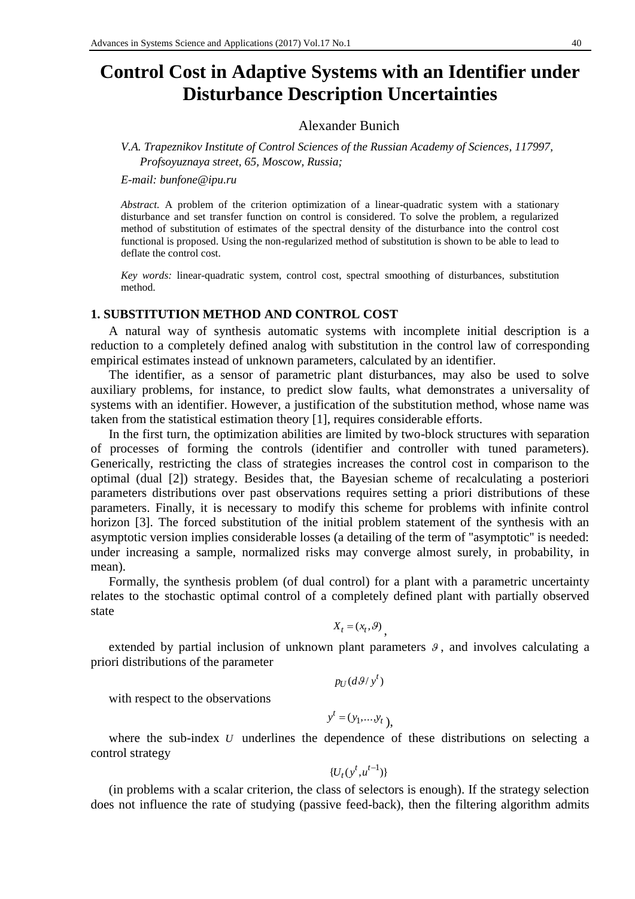# Control Cost in Adaptive Systems with an Identifier under Disturbance Description Uncertainties

Alexander Bunich

*V.A. Trapeznikov Institute of Control Sciences of the Russian Academy of Sciences, 117997, Profsoyuznaya street, 65, Moscow, Russia;*

*E-mail: bunfone@ipu.ru*

*Abstract.* A problem of the criterion optimization of a linear-quadratic system with a stationary disturbance and set transfer function on control is considered. To solve the problem, a regularized method of substitution of estimates of the spectral density of the disturbance into the control cost functional is proposed. Using the non-regularized method of substitution is shown to be able to lead to deflate the control cost.

*Key words:* linear-quadratic system, control cost, spectral smoothing of disturbances, substitution method.

## 1. SUBSTITUTION METHOD AND CONTROL COST

A natural way of synthesis automatic systems with incomplete initial description is a reduction to a completely defined analog with substitution in the control law of corresponding empirical estimates instead of unknown parameters, calculated by an identifier.

The identifier, as a sensor of parametric plant disturbances, may also be used to solve auxiliary problems, for instance, to predict slow faults, what demonstrates a universality of systems with an identifier. However, a justification of the substitution method, whose name was taken from the statistical estimation theory [1], requires considerable efforts.

In the first turn, the optimization abilities are limited by two-block structures with separation of processes of forming the controls (identifier and controller with tuned parameters). Generically, restricting the class of strategies increases the control cost in comparison to the optimal (dual [2]) strategy. Besides that, the Bayesian scheme of recalculating a posteriori parameters distributions over past observations requires setting a priori distributions of these parameters. Finally, it is necessary to modify this scheme for problems with infinite control horizon [3]. The forced substitution of the initial problem statement of the synthesis with an asymptotic version implies considerable losses (a detailing of the term of "asymptotic" is needed: under increasing a sample, normalized risks may converge almost surely, in probability, in mean).

Formally, the synthesis problem (of dual control) for a plant with a parametric uncertainty relates to the stochastic optimal control of a completely defined plant with partially observed state

$$X_t = (x_t, \vartheta),$$

extended by partial inclusion of unknown plant parameters $\vartheta$, and involves calculating a priori distributions of the parameter

$$p_U(d\vartheta / y^t)$$

with respect to the observations

$$y^t = (y_1, \ldots, y_t),$$

where the sub-index $U$ underlines the dependence of these distributions on selecting a control strategy

$$\{U_t(y^t, u^{t-1})\}$$

(in problems with a scalar criterion, the class of selectors is enough). If the strategy selection does not influence the rate of studying (passive feed-back), then the filtering algorithm admits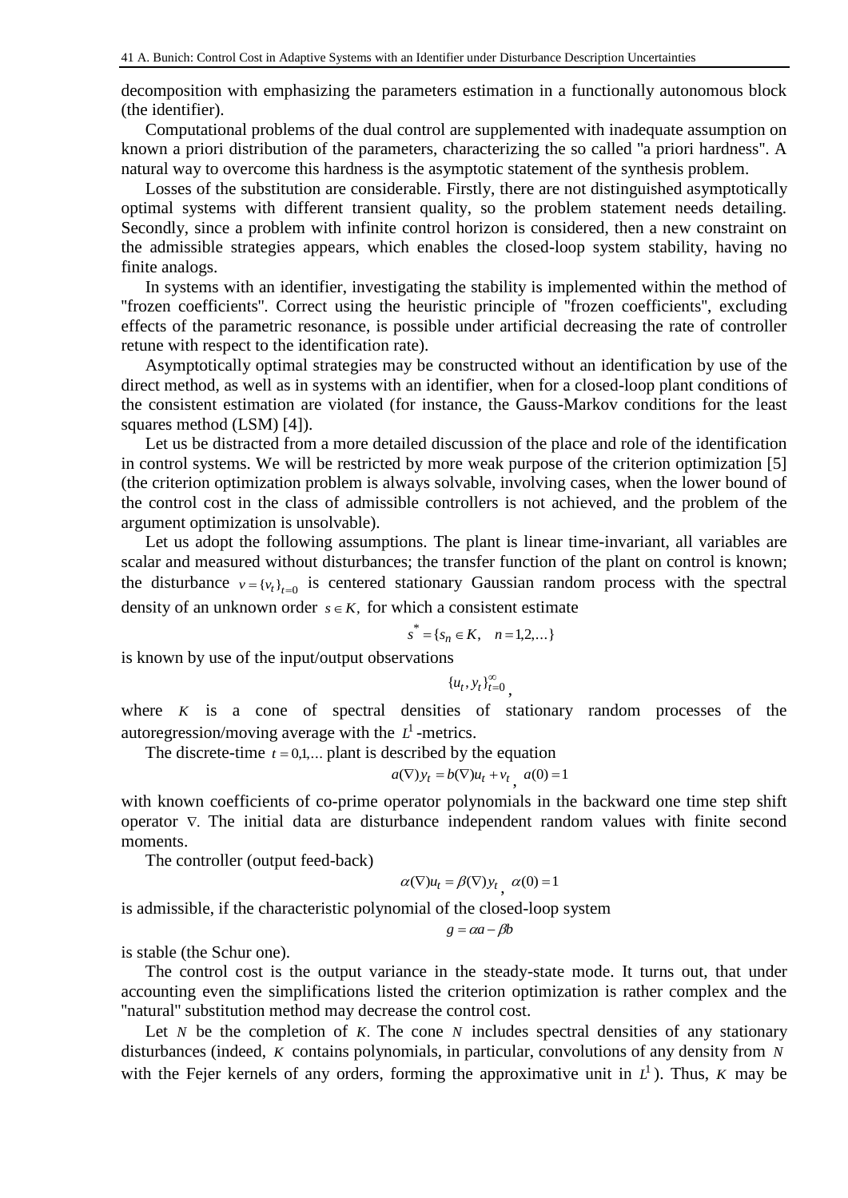decomposition with emphasizing the parameters estimation in a functionally autonomous block (the identifier).

Computational problems of the dual control are supplemented with inadequate assumption on known a priori distribution of the parameters, characterizing the so called "a priori hardness". A natural way to overcome this hardness is the asymptotic statement of the synthesis problem.

Losses of the substitution are considerable. Firstly, there are not distinguished asymptotically optimal systems with different transient quality, so the problem statement needs detailing. Secondly, since a problem with infinite control horizon is considered, then a new constraint on the admissible strategies appears, which enables the closed-loop system stability, having no finite analogs.

In systems with an identifier, investigating the stability is implemented within the method of "frozen coefficients". Correct using the heuristic principle of "frozen coefficients", excluding effects of the parametric resonance, is possible under artificial decreasing the rate of controller retune with respect to the identification rate).

Asymptotically optimal strategies may be constructed without an identification by use of the direct method, as well as in systems with an identifier, when for a closed-loop plant conditions of the consistent estimation are violated (for instance, the Gauss-Markov conditions for the least squares method (LSM) [4]).

Let us be distracted from a more detailed discussion of the place and role of the identification in control systems. We will be restricted by more weak purpose of the criterion optimization [5] (the criterion optimization problem is always solvable, involving cases, when the lower bound of the control cost in the class of admissible controllers is not achieved, and the problem of the argument optimization is unsolvable).

Let us adopt the following assumptions. The plant is linear time-invariant, all variables are scalar and measured without disturbances; the transfer function of the plant on control is known; the disturbance $v = \{v_t\}_{t=0}$ is centered stationary Gaussian random process with the spectral density of an unknown order $s \in K$, for which a consistent estimate

$$s^* = \{s_n \in K, \quad n = 1,2,\ldots\}$$

is known by use of the input/output observations

$$\{u_t, y_t\}_{t=0}^{\infty},$$

where $K$ is a cone of spectral densities of stationary random processes of the autoregression/moving average with the $L^1$-metrics.

The discrete-time $t = 0,1,\ldots$ plant is described by the equation

$$a(\nabla) y_t = b(\nabla) u_t + v_t, \quad a(0) = 1$$

with known coefficients of co-prime operator polynomials in the backward one time step shift operator $\nabla$. The initial data are disturbance independent random values with finite second moments.

The controller (output feed-back)

$$\alpha(\nabla) u_t = \beta(\nabla) y_t, \quad \alpha(0) = 1$$

is admissible, if the characteristic polynomial of the closed-loop system

$$g = \alpha a - \beta b$$

is stable (the Schur one).

The control cost is the output variance in the steady-state mode. It turns out, that under accounting even the simplifications listed the criterion optimization is rather complex and the "natural" substitution method may decrease the control cost.

Let $N$ be the completion of $K$. The cone $N$ includes spectral densities of any stationary disturbances (indeed, $K$ contains polynomials, in particular, convolutions of any density from $N$ with the Fejer kernels of any orders, forming the approximative unit in $L^1$). Thus, $K$ may be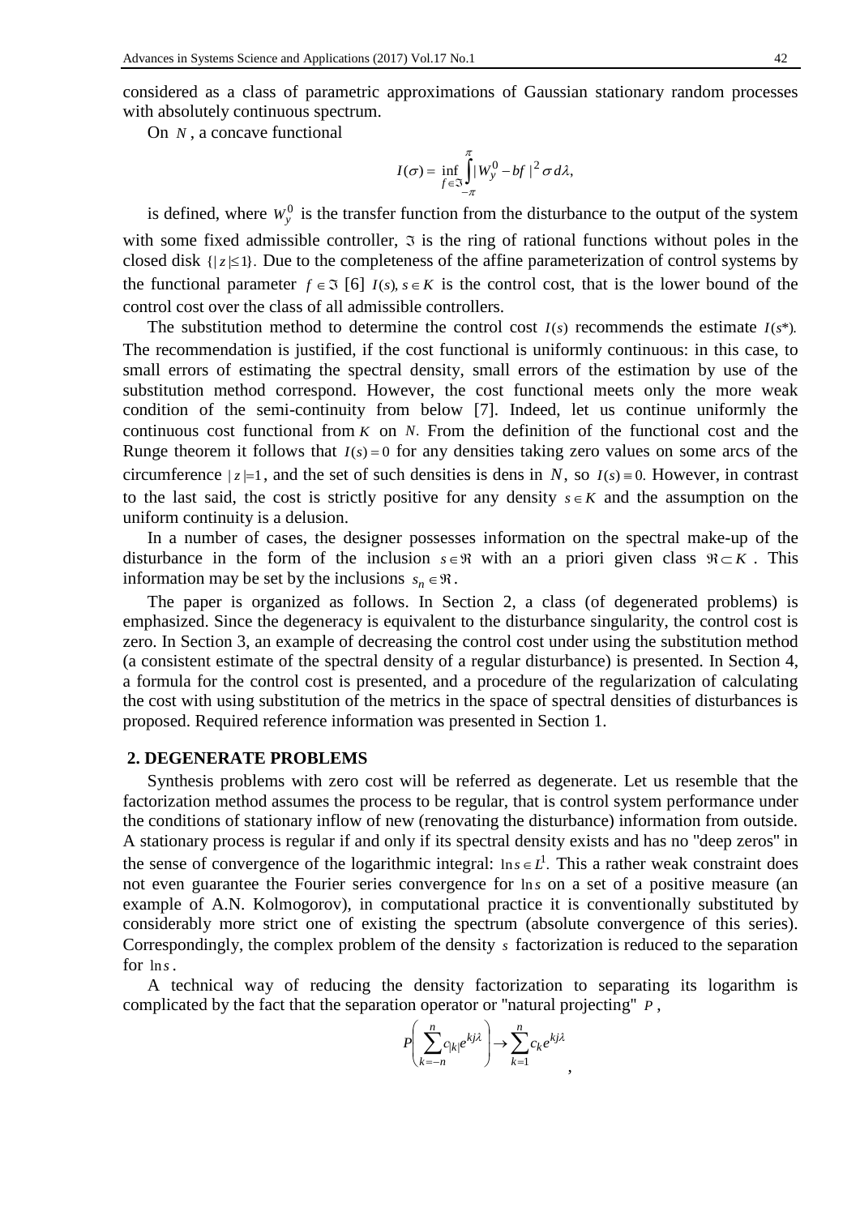considered as a class of parametric approximations of Gaussian stationary random processes with absolutely continuous spectrum.

On $N$, a concave functional

$$I(\sigma) = \inf_{f \in \Im} \int_{-\pi}^{\pi} |W_y^0 - bf|^2 \sigma \, d\lambda,$$

is defined, where $W_y^0$ is the transfer function from the disturbance to the output of the system with some fixed admissible controller, $\Im$ is the ring of rational functions without poles in the closed disk $\{|z| \leq 1\}$. Due to the completeness of the affine parameterization of control systems by the functional parameter $f \in \Im$ [6] $I(s)$, $s \in K$ is the control cost, that is the lower bound of the control cost over the class of all admissible controllers.

The substitution method to determine the control cost $I(s)$ recommends the estimate $I(s^*)$. The recommendation is justified, if the cost functional is uniformly continuous: in this case, to small errors of estimating the spectral density, small errors of the estimation by use of the substitution method correspond. However, the cost functional meets only the more weak condition of the semi-continuity from below [7]. Indeed, let us continue uniformly the continuous cost functional from $K$ on $N$. From the definition of the functional cost and the Runge theorem it follows that $I(s) = 0$ for any densities taking zero values on some arcs of the circumference $|z| = 1$, and the set of such densities is dens in $N$, so $I(s) \equiv 0$. However, in contrast to the last said, the cost is strictly positive for any density $s \in K$ and the assumption on the uniform continuity is a delusion.

In a number of cases, the designer possesses information on the spectral make-up of the disturbance in the form of the inclusion $s \in \Re$ with an a priori given class $\Re \subset K$. This information may be set by the inclusions $s_n \in \Re$.

The paper is organized as follows. In Section 2, a class (of degenerated problems) is emphasized. Since the degeneracy is equivalent to the disturbance singularity, the control cost is zero. In Section 3, an example of decreasing the control cost under using the substitution method (a consistent estimate of the spectral density of a regular disturbance) is presented. In Section 4, a formula for the control cost is presented, and a procedure of the regularization of calculating the cost with using substitution of the metrics in the space of spectral densities of disturbances is proposed. Required reference information was presented in Section 1.

## 2. DEGENERATE PROBLEMS

Synthesis problems with zero cost will be referred as degenerate. Let us resemble that the factorization method assumes the process to be regular, that is control system performance under the conditions of stationary inflow of new (renovating the disturbance) information from outside. A stationary process is regular if and only if its spectral density exists and has no "deep zeros" in the sense of convergence of the logarithmic integral: $\ln s \in L^1$. This a rather weak constraint does not even guarantee the Fourier series convergence for $\ln s$ on a set of a positive measure (an example of A.N. Kolmogorov), in computational practice it is conventionally substituted by considerably more strict one of existing the spectrum (absolute convergence of this series). Correspondingly, the complex problem of the density $s$ factorization is reduced to the separation for $\ln s$.

A technical way of reducing the density factorization to separating its logarithm is complicated by the fact that the separation operator or "natural projecting" $P$,

$$P\left(\sum_{k=-n}^{n} c_{|k|} e^{kj\lambda}\right) \to \sum_{k=1}^{n} c_k e^{kj\lambda},$$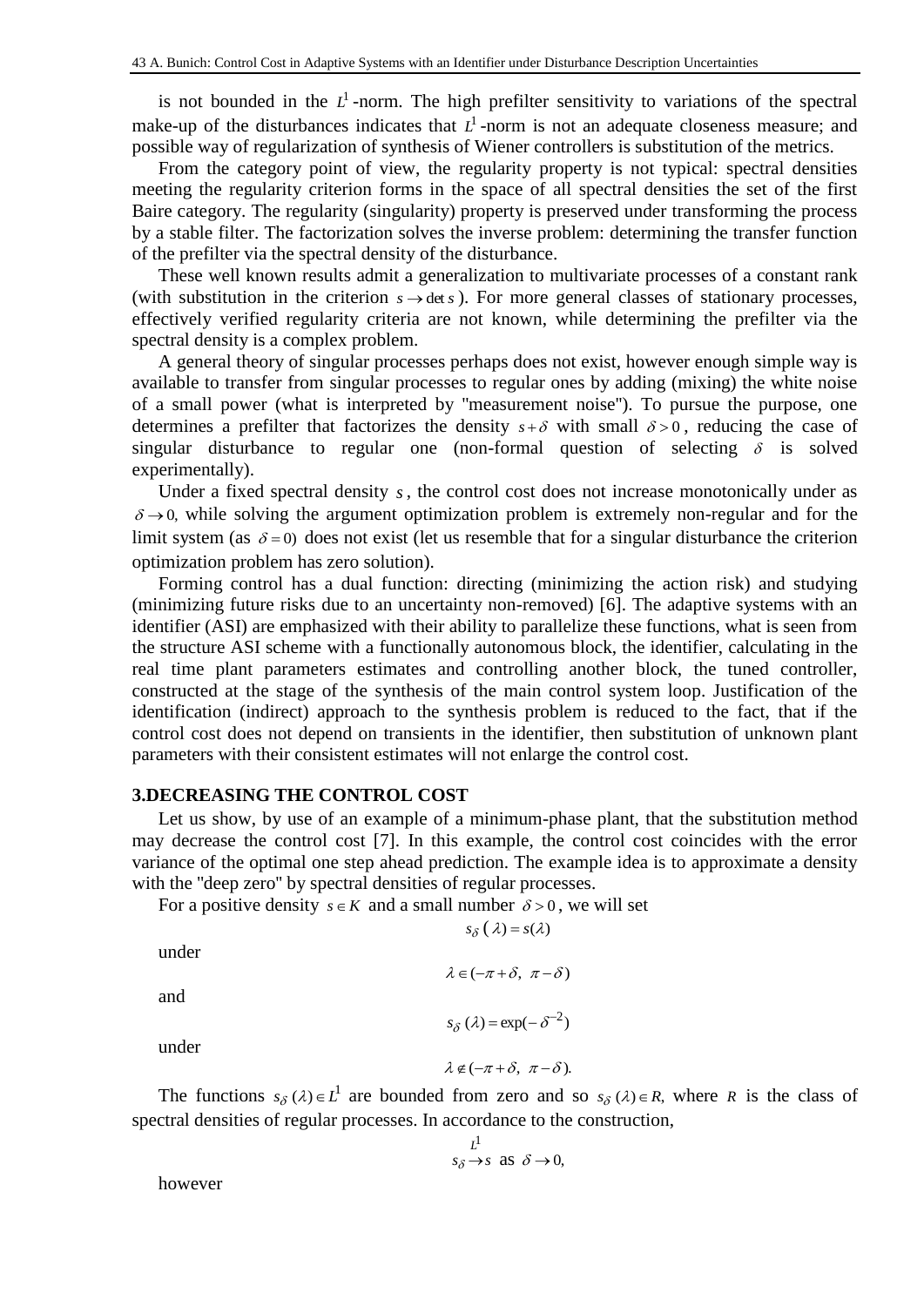is not bounded in the $L^1$-norm. The high prefilter sensitivity to variations of the spectral make-up of the disturbances indicates that $L^1$-norm is not an adequate closeness measure; and possible way of regularization of synthesis of Wiener controllers is substitution of the metrics.

From the category point of view, the regularity property is not typical: spectral densities meeting the regularity criterion forms in the space of all spectral densities the set of the first Baire category. The regularity (singularity) property is preserved under transforming the process by a stable filter. The factorization solves the inverse problem: determining the transfer function of the prefilter via the spectral density of the disturbance.

These well known results admit a generalization to multivariate processes of a constant rank (with substitution in the criterion $s \to \det s$). For more general classes of stationary processes, effectively verified regularity criteria are not known, while determining the prefilter via the spectral density is a complex problem.

A general theory of singular processes perhaps does not exist, however enough simple way is available to transfer from singular processes to regular ones by adding (mixing) the white noise of a small power (what is interpreted by "measurement noise"). To pursue the purpose, one determines a prefilter that factorizes the density $s+\delta$ with small $\delta > 0$, reducing the case of singular disturbance to regular one (non-formal question of selecting $\delta$ is solved experimentally).

Under a fixed spectral density $s$, the control cost does not increase monotonically under as $\delta \to 0$, while solving the argument optimization problem is extremely non-regular and for the limit system (as $\delta = 0$) does not exist (let us resemble that for a singular disturbance the criterion optimization problem has zero solution).

Forming control has a dual function: directing (minimizing the action risk) and studying (minimizing future risks due to an uncertainty non-removed) [6]. The adaptive systems with an identifier (ASI) are emphasized with their ability to parallelize these functions, what is seen from the structure ASI scheme with a functionally autonomous block, the identifier, calculating in the real time plant parameters estimates and controlling another block, the tuned controller, constructed at the stage of the synthesis of the main control system loop. Justification of the identification (indirect) approach to the synthesis problem is reduced to the fact, that if the control cost does not depend on transients in the identifier, then substitution of unknown plant parameters with their consistent estimates will not enlarge the control cost.

## 3.DECREASING THE CONTROL COST

Let us show, by use of an example of a minimum-phase plant, that the substitution method may decrease the control cost [7]. In this example, the control cost coincides with the error variance of the optimal one step ahead prediction. The example idea is to approximate a density with the "deep zero" by spectral densities of regular processes.

For a positive density $s \in K$ and a small number $\delta > 0$, we will set

$$s_\delta(\lambda) = s(\lambda)$$

under

$$\lambda \in (-\pi+\delta,\ \pi-\delta)$$

and

$$s_\delta(\lambda) = \exp(-\delta^{-2})$$

under

$$\lambda \notin (-\pi+\delta,\ \pi-\delta).$$

The functions $s_\delta(\lambda) \in L^1$ are bounded from zero and so $s_\delta(\lambda) \in R$, where $R$ is the class of spectral densities of regular processes. In accordance to the construction,

$$s_\delta \xrightarrow{L^1} s \ \text{ as } \ \delta \to 0,$$

however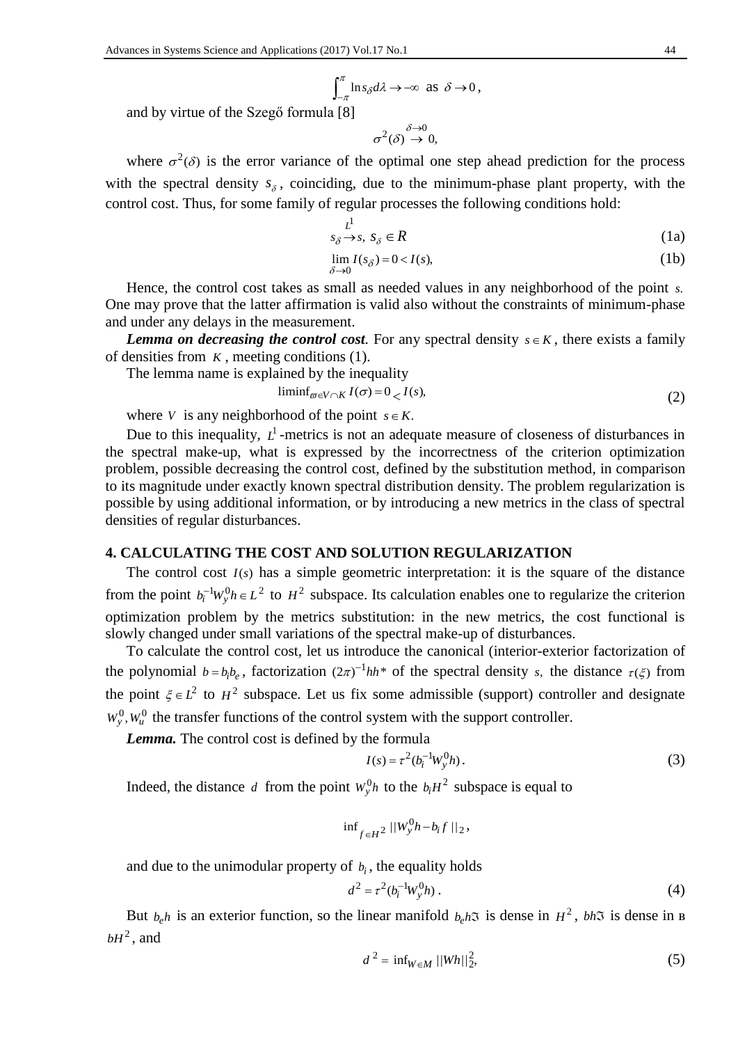$$\int_{-\pi}^{\pi} \ln s_\delta d\lambda \to -\infty \text{ as } \delta \to 0,$$

and by virtue of the Szegő formula [8]

$$\sigma^2(\delta) \overset{\delta \to 0}{\to} 0,$$

where $\sigma^2(\delta)$ is the error variance of the optimal one step ahead prediction for the process with the spectral density $s_\delta$, coinciding, due to the minimum-phase plant property, with the control cost. Thus, for some family of regular processes the following conditions hold:

$$s_\delta \overset{L^1}{\to} s,\ s_\delta \in R \tag{1a}$$

$$\lim_{\delta \to 0} I(s_\delta) = 0 < I(s), \tag{1b}$$

Hence, the control cost takes as small as needed values in any neighborhood of the point $s$. One may prove that the latter affirmation is valid also without the constraints of minimum-phase and under any delays in the measurement.

***Lemma on decreasing the control cost.*** For any spectral density $s \in K$, there exists a family of densities from $K$, meeting conditions (1).

The lemma name is explained by the inequality

$$\operatorname{liminf}_{\varpi \in V \cap K} I(\sigma) = 0 < I(s), \tag{2}$$

where $V$ is any neighborhood of the point $s \in K$.

Due to this inequality, $L^1$-metrics is not an adequate measure of closeness of disturbances in the spectral make-up, what is expressed by the incorrectness of the criterion optimization problem, possible decreasing the control cost, defined by the substitution method, in comparison to its magnitude under exactly known spectral distribution density. The problem regularization is possible by using additional information, or by introducing a new metrics in the class of spectral densities of regular disturbances.

## 4. CALCULATING THE COST AND SOLUTION REGULARIZATION

The control cost $I(s)$ has a simple geometric interpretation: it is the square of the distance from the point $b_i^{-1} W_y^0 h \in L^2$ to $H^2$ subspace. Its calculation enables one to regularize the criterion optimization problem by the metrics substitution: in the new metrics, the cost functional is slowly changed under small variations of the spectral make-up of disturbances.

To calculate the control cost, let us introduce the canonical (interior-exterior factorization of the polynomial $b = b_i b_e$, factorization $(2\pi)^{-1} hh*$ of the spectral density $s$, the distance $\tau(\xi)$ from the point $\xi \in L^2$ to $H^2$ subspace. Let us fix some admissible (support) controller and designate $W_y^0, W_u^0$ the transfer functions of the control system with the support controller.

***Lemma.*** The control cost is defined by the formula

$$I(s) = \tau^2(b_i^{-1} W_y^0 h). \tag{3}$$

Indeed, the distance $d$ from the point $W_y^0 h$ to the $b_i H^2$ subspace is equal to

$$\inf_{f \in H^2} ||W_y^0 h - b_i f||_2,$$

and due to the unimodular property of $b_i$, the equality holds

$$d^2 = \tau^2(b_i^{-1} W_y^0 h). \tag{4}$$

But $b_e h$ is an exterior function, so the linear manifold $b_e h \Im$ is dense in $H^2$, $bh\Im$ is dense in в $bH^2$, and

$$d^2 = \inf_{W \in M} ||Wh||_2^2, \tag{5}$$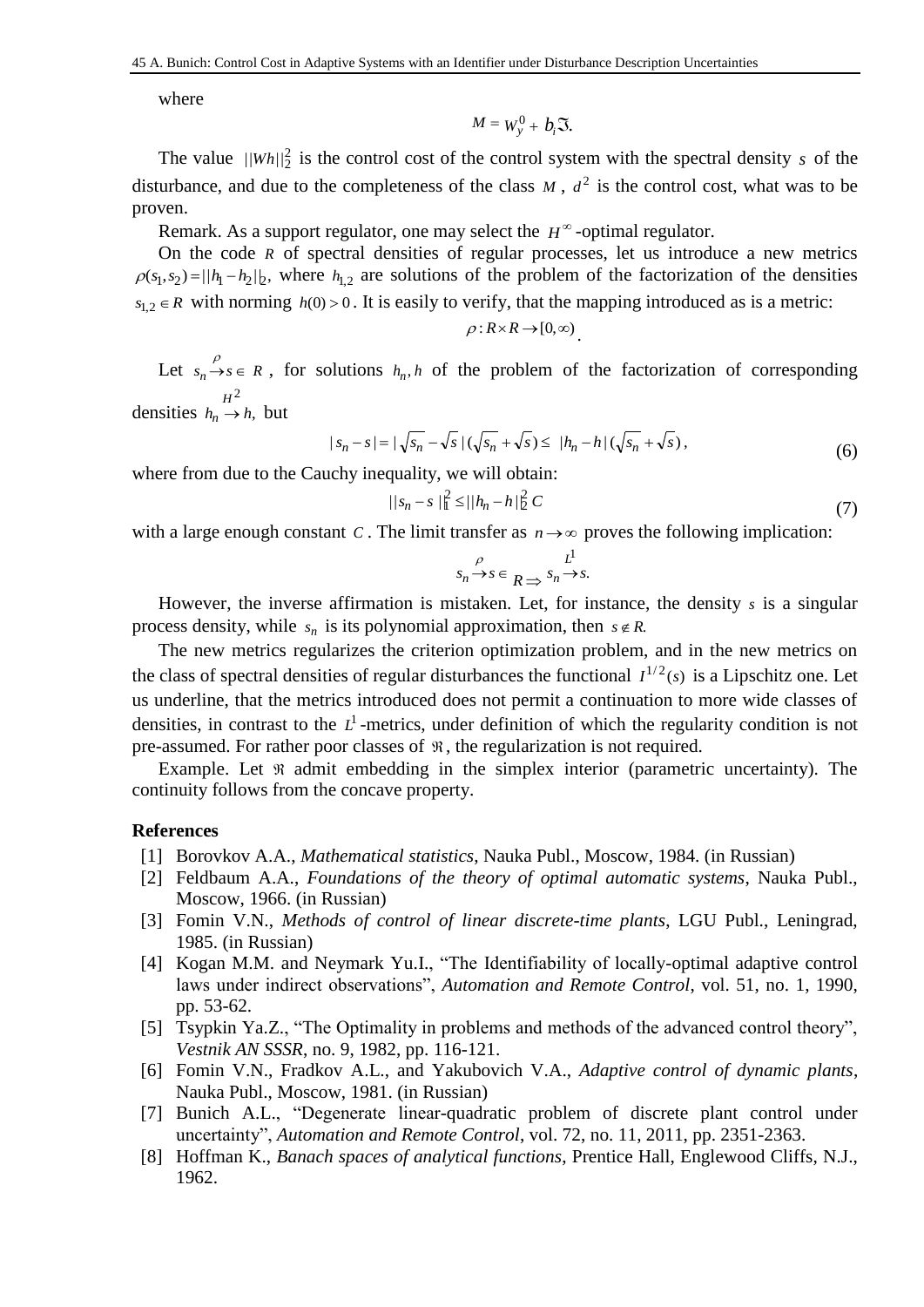where

$$M = W_y^0 + b_i \Im.$$

The value $||Wh||_2^2$ is the control cost of the control system with the spectral density $s$ of the disturbance, and due to the completeness of the class $M$, $d^2$ is the control cost, what was to be proven.

Remark. As a support regulator, one may select the $H^\infty$-optimal regulator.

On the code $R$ of spectral densities of regular processes, let us introduce a new metrics $\rho(s_1, s_2) = ||h_1 - h_2||_2$, where $h_{1,2}$ are solutions of the problem of the factorization of the densities $s_{1,2} \in R$ with norming $h(0) > 0$. It is easily to verify, that the mapping introduced as is a metric:

$$\rho : R \times R \to [0, \infty).$$

Let $s_n \overset{\rho}{\to} s \in R$, for solutions $h_n, h$ of the problem of the factorization of corresponding densities $h_n \overset{H^2}{\to} h,$ but

$$|s_n - s| = |\sqrt{s_n} - \sqrt{s}|(\sqrt{s_n} + \sqrt{s}) \leq |h_n - h|(\sqrt{s_n} + \sqrt{s}), \tag{6}$$

where from due to the Cauchy inequality, we will obtain:

$$||s_n - s||_1^2 \leq ||h_n - h||_2^2 C \tag{7}$$

with a large enough constant $C$. The limit transfer as $n \to \infty$ proves the following implication:

$$s_n \overset{\rho}{\to} s \in R \Rightarrow s_n \overset{L^1}{\to} s.$$

However, the inverse affirmation is mistaken. Let, for instance, the density $s$ is a singular process density, while $s_n$ is its polynomial approximation, then $s \notin R.$

The new metrics regularizes the criterion optimization problem, and in the new metrics on the class of spectral densities of regular disturbances the functional $I^{1/2}(s)$ is a Lipschitz one. Let us underline, that the metrics introduced does not permit a continuation to more wide classes of densities, in contrast to the $L^1$-metrics, under definition of which the regularity condition is not pre-assumed. For rather poor classes of $\Re$, the regularization is not required.

Example. Let $\Re$ admit embedding in the simplex interior (parametric uncertainty). The continuity follows from the concave property.

## References

[1] Borovkov A.A., *Mathematical statistics*, Nauka Publ., Moscow, 1984. (in Russian)

[2] Feldbaum A.A., *Foundations of the theory of optimal automatic systems*, Nauka Publ., Moscow, 1966. (in Russian)

[3] Fomin V.N., *Methods of control of linear discrete-time plants*, LGU Publ., Leningrad, 1985. (in Russian)

[4] Kogan M.M. and Neymark Yu.I., "The Identifiability of locally-optimal adaptive control laws under indirect observations", *Automation and Remote Control*, vol. 51, no. 1, 1990, pp. 53-62.

[5] Tsypkin Ya.Z., "The Optimality in problems and methods of the advanced control theory", *Vestnik AN SSSR*, no. 9, 1982, pp. 116-121.

[6] Fomin V.N., Fradkov A.L., and Yakubovich V.A., *Adaptive control of dynamic plants*, Nauka Publ., Moscow, 1981. (in Russian)

[7] Bunich A.L., "Degenerate linear-quadratic problem of discrete plant control under uncertainty", *Automation and Remote Control*, vol. 72, no. 11, 2011, pp. 2351-2363.

[8] Hoffman K., *Banach spaces of analytical functions*, Prentice Hall, Englewood Cliffs, N.J., 1962.